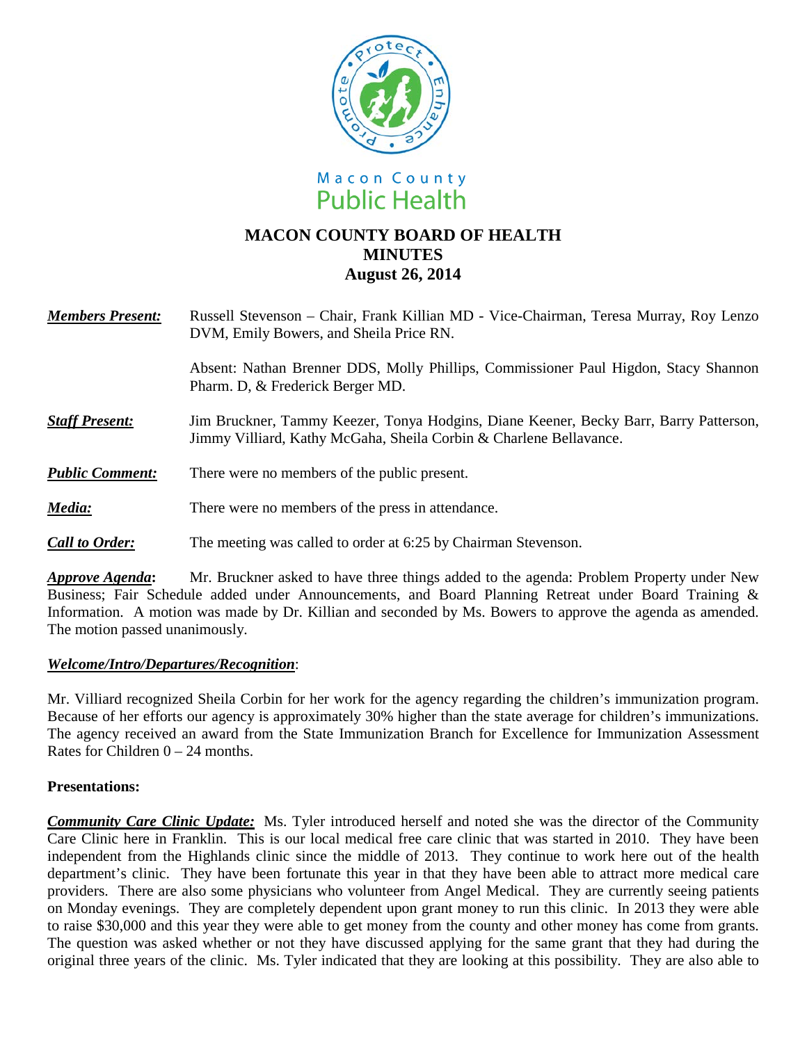Macon County Public Health

# MACON COUNTY BOARD OF HEALTH
# MINUTES
## August 26, 2014

***Members Present:*** Russell Stevenson – Chair, Frank Killian MD - Vice-Chairman, Teresa Murray, Roy Lenzo DVM, Emily Bowers, and Sheila Price RN.

Absent: Nathan Brenner DDS, Molly Phillips, Commissioner Paul Higdon, Stacy Shannon Pharm. D, & Frederick Berger MD.

***Staff Present:*** Jim Bruckner, Tammy Keezer, Tonya Hodgins, Diane Keener, Becky Barr, Barry Patterson, Jimmy Villiard, Kathy McGaha, Sheila Corbin & Charlene Bellavance.

***Public Comment:*** There were no members of the public present.

***Media:*** There were no members of the press in attendance.

***Call to Order:*** The meeting was called to order at 6:25 by Chairman Stevenson.

***Approve Agenda*:** Mr. Bruckner asked to have three things added to the agenda: Problem Property under New Business; Fair Schedule added under Announcements, and Board Planning Retreat under Board Training & Information. A motion was made by Dr. Killian and seconded by Ms. Bowers to approve the agenda as amended. The motion passed unanimously.

***Welcome/Intro/Departures/Recognition*:**

Mr. Villiard recognized Sheila Corbin for her work for the agency regarding the children's immunization program. Because of her efforts our agency is approximately 30% higher than the state average for children's immunizations. The agency received an award from the State Immunization Branch for Excellence for Immunization Assessment Rates for Children 0 – 24 months.

**Presentations:**

***Community Care Clinic Update:*** Ms. Tyler introduced herself and noted she was the director of the Community Care Clinic here in Franklin. This is our local medical free care clinic that was started in 2010. They have been independent from the Highlands clinic since the middle of 2013. They continue to work here out of the health department's clinic. They have been fortunate this year in that they have been able to attract more medical care providers. There are also some physicians who volunteer from Angel Medical. They are currently seeing patients on Monday evenings. They are completely dependent upon grant money to run this clinic. In 2013 they were able to raise $30,000 and this year they were able to get money from the county and other money has come from grants. The question was asked whether or not they have discussed applying for the same grant that they had during the original three years of the clinic. Ms. Tyler indicated that they are looking at this possibility. They are also able to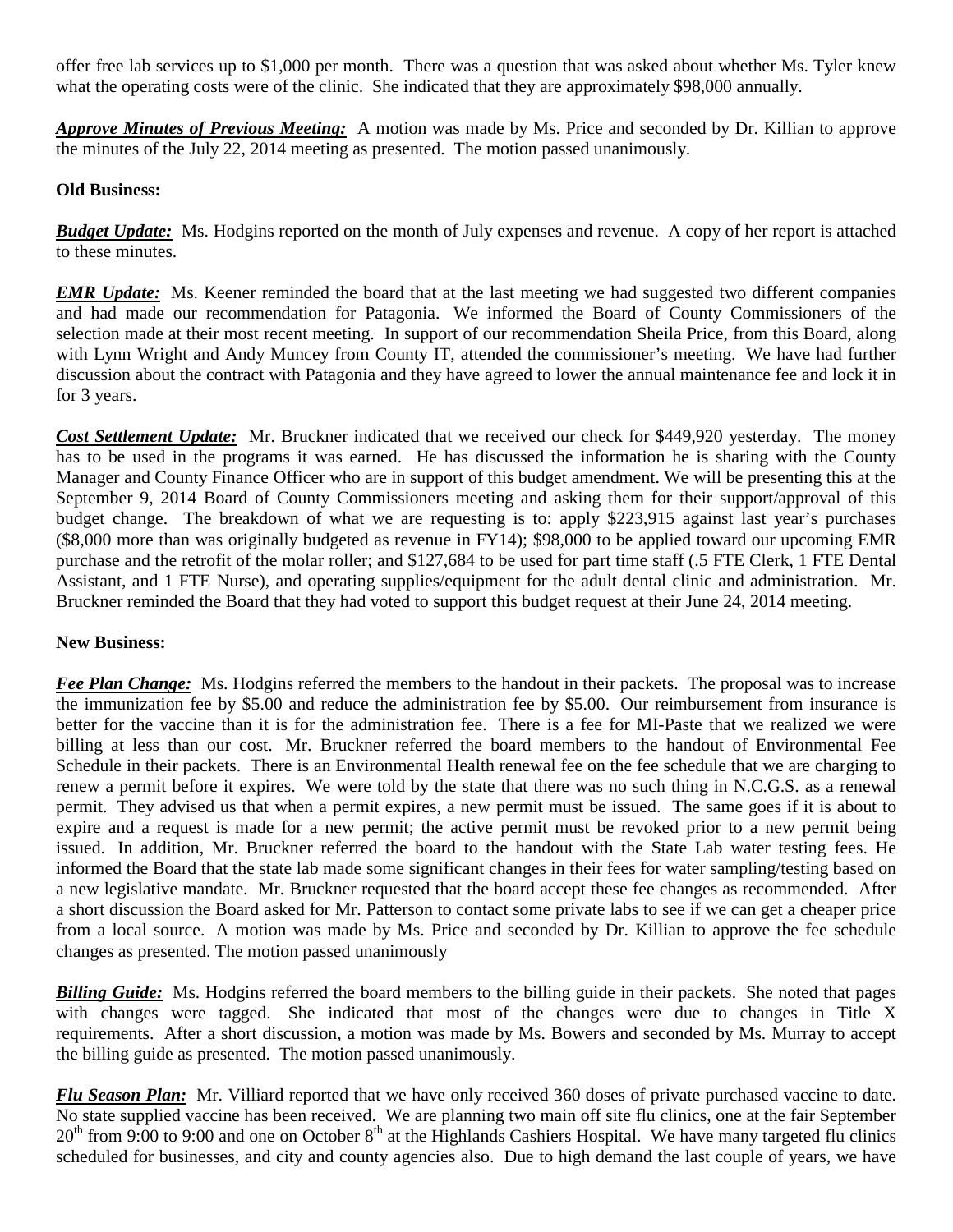offer free lab services up to $1,000 per month. There was a question that was asked about whether Ms. Tyler knew what the operating costs were of the clinic. She indicated that they are approximately $98,000 annually.

***Approve Minutes of Previous Meeting:*** A motion was made by Ms. Price and seconded by Dr. Killian to approve the minutes of the July 22, 2014 meeting as presented. The motion passed unanimously.

**Old Business:**

***Budget Update:*** Ms. Hodgins reported on the month of July expenses and revenue. A copy of her report is attached to these minutes.

***EMR Update:*** Ms. Keener reminded the board that at the last meeting we had suggested two different companies and had made our recommendation for Patagonia. We informed the Board of County Commissioners of the selection made at their most recent meeting. In support of our recommendation Sheila Price, from this Board, along with Lynn Wright and Andy Muncey from County IT, attended the commissioner's meeting. We have had further discussion about the contract with Patagonia and they have agreed to lower the annual maintenance fee and lock it in for 3 years.

***Cost Settlement Update:*** Mr. Bruckner indicated that we received our check for $449,920 yesterday. The money has to be used in the programs it was earned. He has discussed the information he is sharing with the County Manager and County Finance Officer who are in support of this budget amendment. We will be presenting this at the September 9, 2014 Board of County Commissioners meeting and asking them for their support/approval of this budget change. The breakdown of what we are requesting is to: apply $223,915 against last year's purchases ($8,000 more than was originally budgeted as revenue in FY14); $98,000 to be applied toward our upcoming EMR purchase and the retrofit of the molar roller; and $127,684 to be used for part time staff (.5 FTE Clerk, 1 FTE Dental Assistant, and 1 FTE Nurse), and operating supplies/equipment for the adult dental clinic and administration. Mr. Bruckner reminded the Board that they had voted to support this budget request at their June 24, 2014 meeting.

**New Business:**

***Fee Plan Change:*** Ms. Hodgins referred the members to the handout in their packets. The proposal was to increase the immunization fee by $5.00 and reduce the administration fee by $5.00. Our reimbursement from insurance is better for the vaccine than it is for the administration fee. There is a fee for MI-Paste that we realized we were billing at less than our cost. Mr. Bruckner referred the board members to the handout of Environmental Fee Schedule in their packets. There is an Environmental Health renewal fee on the fee schedule that we are charging to renew a permit before it expires. We were told by the state that there was no such thing in N.C.G.S. as a renewal permit. They advised us that when a permit expires, a new permit must be issued. The same goes if it is about to expire and a request is made for a new permit; the active permit must be revoked prior to a new permit being issued. In addition, Mr. Bruckner referred the board to the handout with the State Lab water testing fees. He informed the Board that the state lab made some significant changes in their fees for water sampling/testing based on a new legislative mandate. Mr. Bruckner requested that the board accept these fee changes as recommended. After a short discussion the Board asked for Mr. Patterson to contact some private labs to see if we can get a cheaper price from a local source. A motion was made by Ms. Price and seconded by Dr. Killian to approve the fee schedule changes as presented. The motion passed unanimously

***Billing Guide:*** Ms. Hodgins referred the board members to the billing guide in their packets. She noted that pages with changes were tagged. She indicated that most of the changes were due to changes in Title X requirements. After a short discussion, a motion was made by Ms. Bowers and seconded by Ms. Murray to accept the billing guide as presented. The motion passed unanimously.

***Flu Season Plan:*** Mr. Villiard reported that we have only received 360 doses of private purchased vaccine to date. No state supplied vaccine has been received. We are planning two main off site flu clinics, one at the fair September 20th from 9:00 to 9:00 and one on October 8th at the Highlands Cashiers Hospital. We have many targeted flu clinics scheduled for businesses, and city and county agencies also. Due to high demand the last couple of years, we have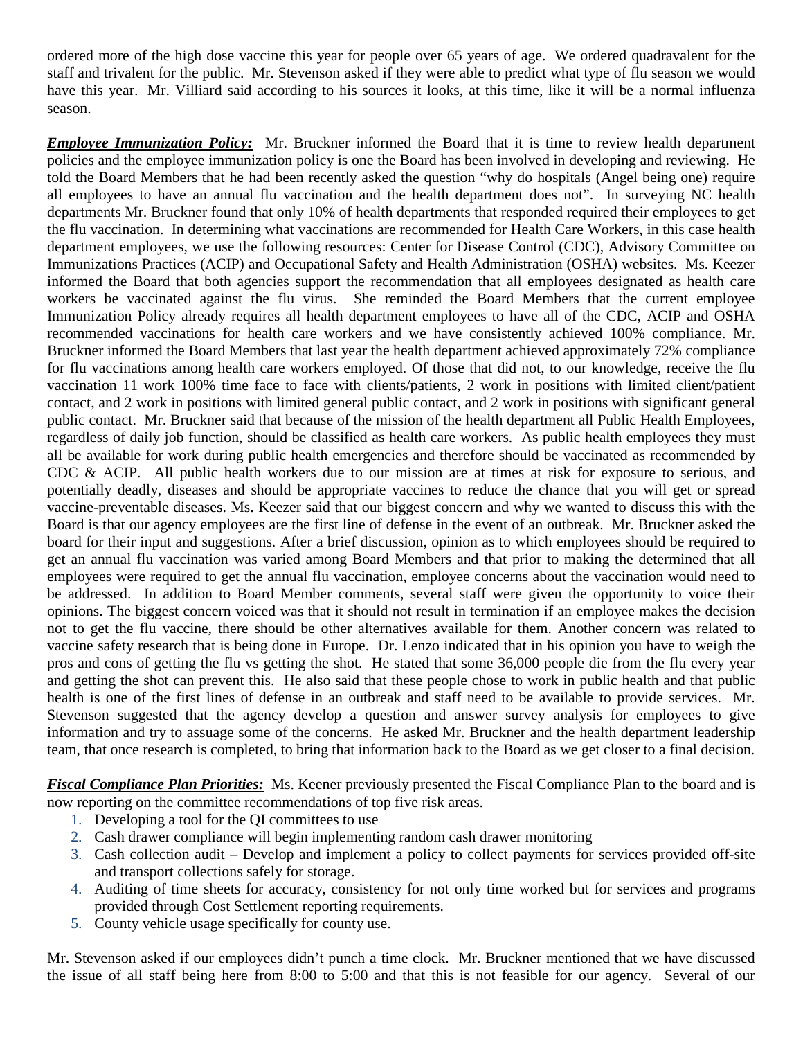ordered more of the high dose vaccine this year for people over 65 years of age. We ordered quadravalent for the staff and trivalent for the public. Mr. Stevenson asked if they were able to predict what type of flu season we would have this year. Mr. Villiard said according to his sources it looks, at this time, like it will be a normal influenza season.

***Employee Immunization Policy:*** Mr. Bruckner informed the Board that it is time to review health department policies and the employee immunization policy is one the Board has been involved in developing and reviewing. He told the Board Members that he had been recently asked the question "why do hospitals (Angel being one) require all employees to have an annual flu vaccination and the health department does not". In surveying NC health departments Mr. Bruckner found that only 10% of health departments that responded required their employees to get the flu vaccination. In determining what vaccinations are recommended for Health Care Workers, in this case health department employees, we use the following resources: Center for Disease Control (CDC), Advisory Committee on Immunizations Practices (ACIP) and Occupational Safety and Health Administration (OSHA) websites. Ms. Keezer informed the Board that both agencies support the recommendation that all employees designated as health care workers be vaccinated against the flu virus. She reminded the Board Members that the current employee Immunization Policy already requires all health department employees to have all of the CDC, ACIP and OSHA recommended vaccinations for health care workers and we have consistently achieved 100% compliance. Mr. Bruckner informed the Board Members that last year the health department achieved approximately 72% compliance for flu vaccinations among health care workers employed. Of those that did not, to our knowledge, receive the flu vaccination 11 work 100% time face to face with clients/patients, 2 work in positions with limited client/patient contact, and 2 work in positions with limited general public contact, and 2 work in positions with significant general public contact. Mr. Bruckner said that because of the mission of the health department all Public Health Employees, regardless of daily job function, should be classified as health care workers. As public health employees they must all be available for work during public health emergencies and therefore should be vaccinated as recommended by CDC & ACIP. All public health workers due to our mission are at times at risk for exposure to serious, and potentially deadly, diseases and should be appropriate vaccines to reduce the chance that you will get or spread vaccine-preventable diseases. Ms. Keezer said that our biggest concern and why we wanted to discuss this with the Board is that our agency employees are the first line of defense in the event of an outbreak. Mr. Bruckner asked the board for their input and suggestions. After a brief discussion, opinion as to which employees should be required to get an annual flu vaccination was varied among Board Members and that prior to making the determined that all employees were required to get the annual flu vaccination, employee concerns about the vaccination would need to be addressed. In addition to Board Member comments, several staff were given the opportunity to voice their opinions. The biggest concern voiced was that it should not result in termination if an employee makes the decision not to get the flu vaccine, there should be other alternatives available for them. Another concern was related to vaccine safety research that is being done in Europe. Dr. Lenzo indicated that in his opinion you have to weigh the pros and cons of getting the flu vs getting the shot. He stated that some 36,000 people die from the flu every year and getting the shot can prevent this. He also said that these people chose to work in public health and that public health is one of the first lines of defense in an outbreak and staff need to be available to provide services. Mr. Stevenson suggested that the agency develop a question and answer survey analysis for employees to give information and try to assuage some of the concerns. He asked Mr. Bruckner and the health department leadership team, that once research is completed, to bring that information back to the Board as we get closer to a final decision.

***Fiscal Compliance Plan Priorities:*** Ms. Keener previously presented the Fiscal Compliance Plan to the board and is now reporting on the committee recommendations of top five risk areas.

1. Developing a tool for the QI committees to use
2. Cash drawer compliance will begin implementing random cash drawer monitoring
3. Cash collection audit – Develop and implement a policy to collect payments for services provided off-site and transport collections safely for storage.
4. Auditing of time sheets for accuracy, consistency for not only time worked but for services and programs provided through Cost Settlement reporting requirements.
5. County vehicle usage specifically for county use.

Mr. Stevenson asked if our employees didn't punch a time clock. Mr. Bruckner mentioned that we have discussed the issue of all staff being here from 8:00 to 5:00 and that this is not feasible for our agency. Several of our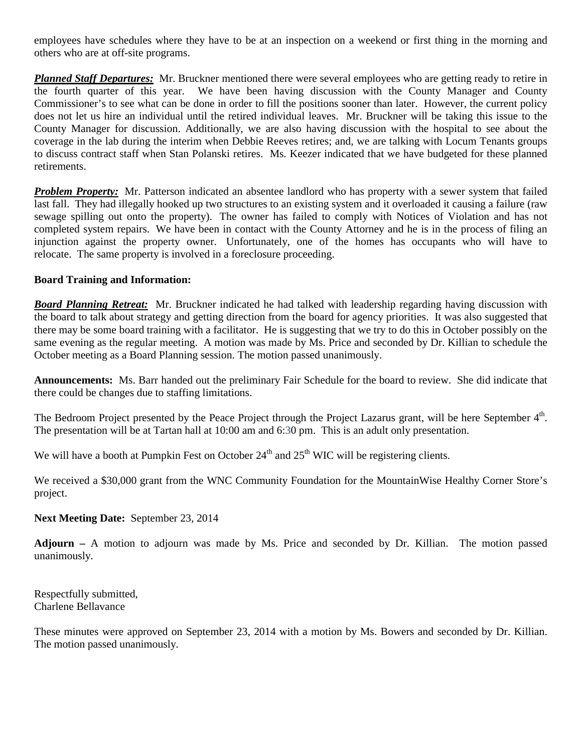employees have schedules where they have to be at an inspection on a weekend or first thing in the morning and others who are at off-site programs.

***Planned Staff Departures:*** Mr. Bruckner mentioned there were several employees who are getting ready to retire in the fourth quarter of this year. We have been having discussion with the County Manager and County Commissioner's to see what can be done in order to fill the positions sooner than later. However, the current policy does not let us hire an individual until the retired individual leaves. Mr. Bruckner will be taking this issue to the County Manager for discussion. Additionally, we are also having discussion with the hospital to see about the coverage in the lab during the interim when Debbie Reeves retires; and, we are talking with Locum Tenants groups to discuss contract staff when Stan Polanski retires. Ms. Keezer indicated that we have budgeted for these planned retirements.

***Problem Property:*** Mr. Patterson indicated an absentee landlord who has property with a sewer system that failed last fall. They had illegally hooked up two structures to an existing system and it overloaded it causing a failure (raw sewage spilling out onto the property). The owner has failed to comply with Notices of Violation and has not completed system repairs. We have been in contact with the County Attorney and he is in the process of filing an injunction against the property owner. Unfortunately, one of the homes has occupants who will have to relocate. The same property is involved in a foreclosure proceeding.

**Board Training and Information:**

***Board Planning Retreat:*** Mr. Bruckner indicated he had talked with leadership regarding having discussion with the board to talk about strategy and getting direction from the board for agency priorities. It was also suggested that there may be some board training with a facilitator. He is suggesting that we try to do this in October possibly on the same evening as the regular meeting. A motion was made by Ms. Price and seconded by Dr. Killian to schedule the October meeting as a Board Planning session. The motion passed unanimously.

**Announcements:** Ms. Barr handed out the preliminary Fair Schedule for the board to review. She did indicate that there could be changes due to staffing limitations.

The Bedroom Project presented by the Peace Project through the Project Lazarus grant, will be here September 4th. The presentation will be at Tartan hall at 10:00 am and 6:30 pm. This is an adult only presentation.

We will have a booth at Pumpkin Fest on October 24th and 25th WIC will be registering clients.

We received a $30,000 grant from the WNC Community Foundation for the MountainWise Healthy Corner Store's project.

**Next Meeting Date:** September 23, 2014

**Adjourn –** A motion to adjourn was made by Ms. Price and seconded by Dr. Killian. The motion passed unanimously.

Respectfully submitted,
Charlene Bellavance

These minutes were approved on September 23, 2014 with a motion by Ms. Bowers and seconded by Dr. Killian. The motion passed unanimously.